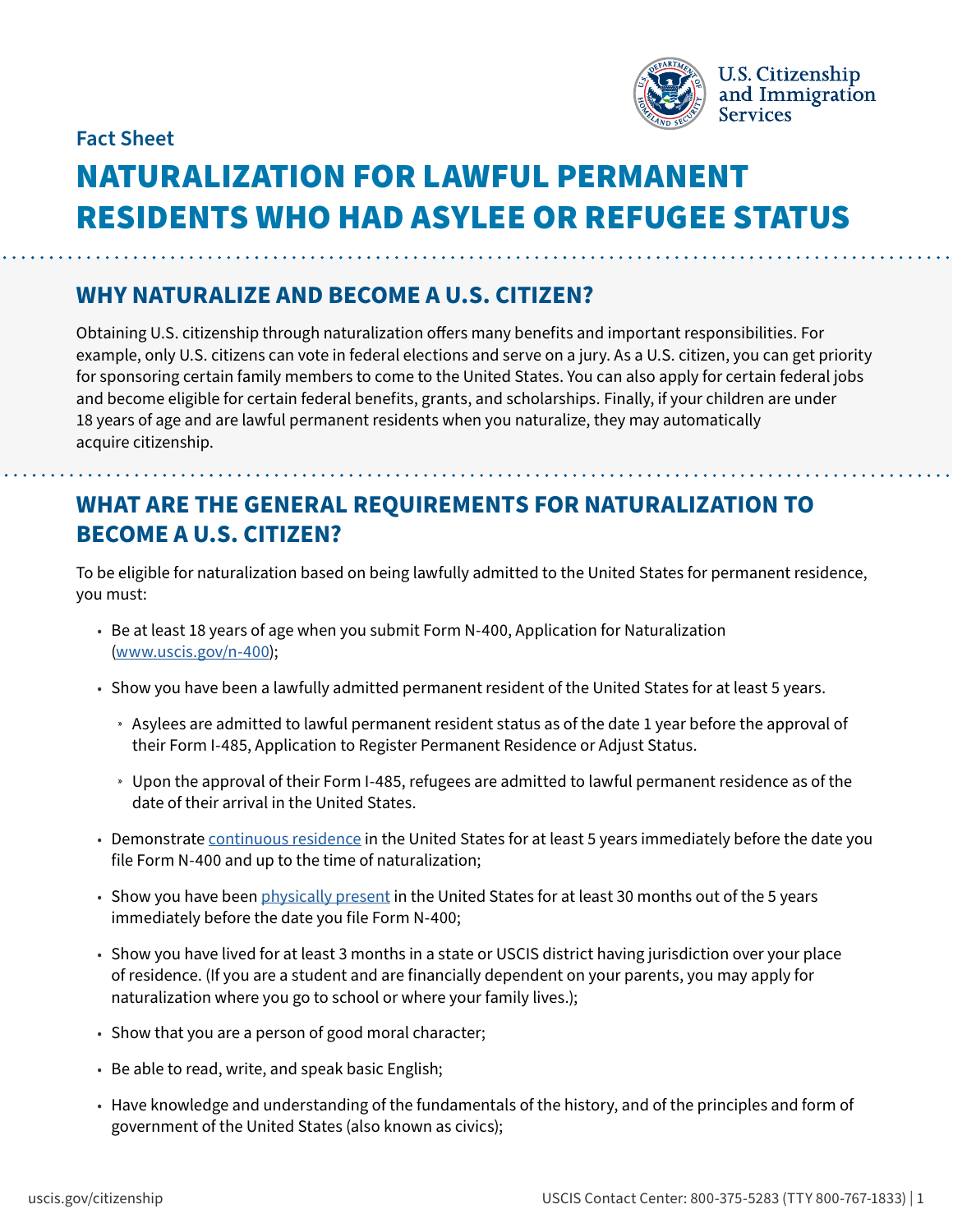Fact Sheet

# NATURALIZATION FOR LAWFUL PERMANENT RESIDENTS WHO HAD ASYLEE OR REFUGEE STATUS

## WHY NATURALIZE AND BECOME A U.S. CITIZEN?

Obtaining U.S. citizenship through naturalization offers many benefits and important responsibilities. For example, only U.S. citizens can vote in federal elections and serve on a jury. As a U.S. citizen, you can get priority for sponsoring certain family members to come to the United States. You can also apply for certain federal jobs and become eligible for certain federal benefits, grants, and scholarships. Finally, if your children are under 18 years of age and are lawful permanent residents when you naturalize, they may automatically acquire citizenship.

## WHAT ARE THE GENERAL REQUIREMENTS FOR NATURALIZATION TO BECOME A U.S. CITIZEN?

To be eligible for naturalization based on being lawfully admitted to the United States for permanent residence, you must:

- Be at least 18 years of age when you submit Form N-400, Application for Naturalization (www.uscis.gov/n-400);
- Show you have been a lawfully admitted permanent resident of the United States for at least 5 years.
  - Asylees are admitted to lawful permanent resident status as of the date 1 year before the approval of their Form I-485, Application to Register Permanent Residence or Adjust Status.
  - Upon the approval of their Form I-485, refugees are admitted to lawful permanent residence as of the date of their arrival in the United States.
- Demonstrate continuous residence in the United States for at least 5 years immediately before the date you file Form N-400 and up to the time of naturalization;
- Show you have been physically present in the United States for at least 30 months out of the 5 years immediately before the date you file Form N-400;
- Show you have lived for at least 3 months in a state or USCIS district having jurisdiction over your place of residence. (If you are a student and are financially dependent on your parents, you may apply for naturalization where you go to school or where your family lives.);
- Show that you are a person of good moral character;
- Be able to read, write, and speak basic English;
- Have knowledge and understanding of the fundamentals of the history, and of the principles and form of government of the United States (also known as civics);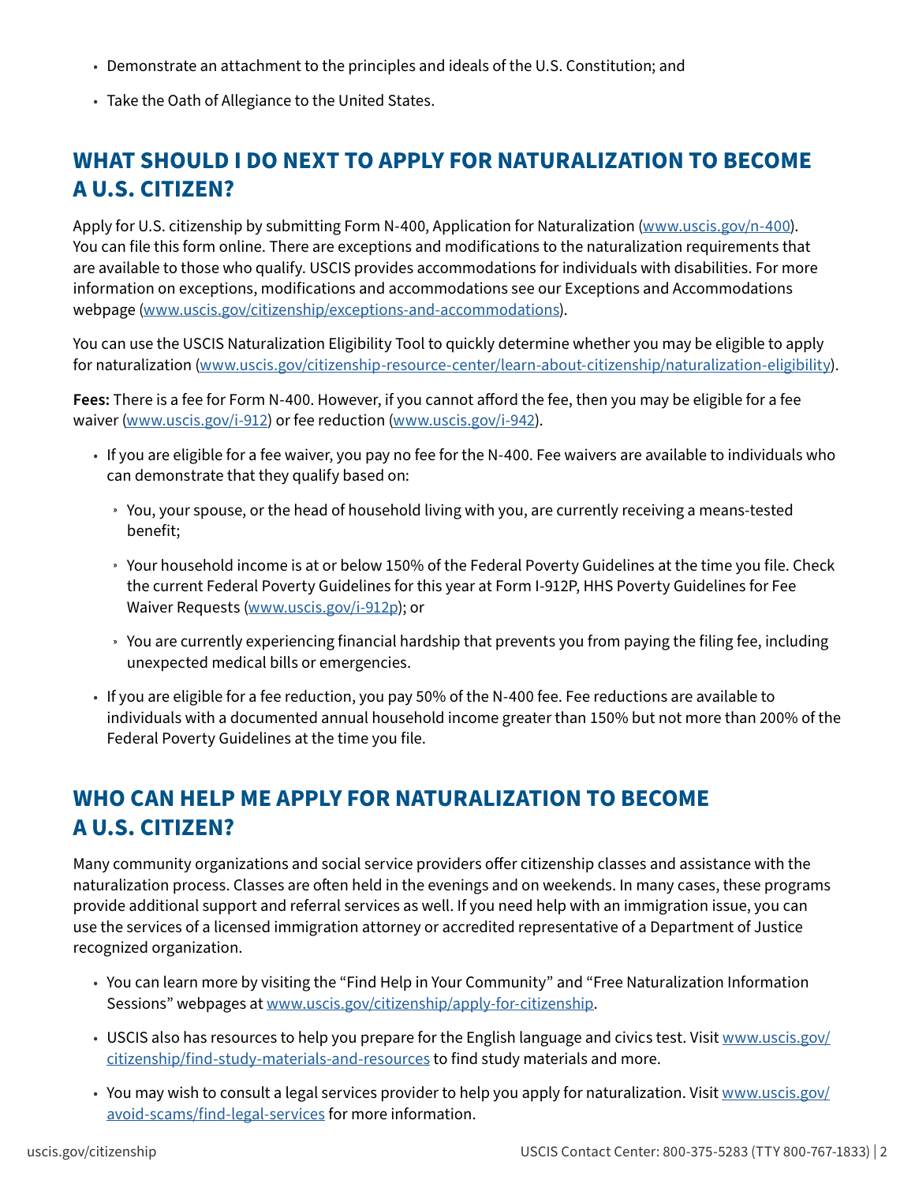- Demonstrate an attachment to the principles and ideals of the U.S. Constitution; and
- Take the Oath of Allegiance to the United States.

## WHAT SHOULD I DO NEXT TO APPLY FOR NATURALIZATION TO BECOME A U.S. CITIZEN?

Apply for U.S. citizenship by submitting Form N-400, Application for Naturalization (www.uscis.gov/n-400). You can file this form online. There are exceptions and modifications to the naturalization requirements that are available to those who qualify. USCIS provides accommodations for individuals with disabilities. For more information on exceptions, modifications and accommodations see our Exceptions and Accommodations webpage (www.uscis.gov/citizenship/exceptions-and-accommodations).

You can use the USCIS Naturalization Eligibility Tool to quickly determine whether you may be eligible to apply for naturalization (www.uscis.gov/citizenship-resource-center/learn-about-citizenship/naturalization-eligibility).

**Fees:** There is a fee for Form N-400. However, if you cannot afford the fee, then you may be eligible for a fee waiver (www.uscis.gov/i-912) or fee reduction (www.uscis.gov/i-942).

- If you are eligible for a fee waiver, you pay no fee for the N-400. Fee waivers are available to individuals who can demonstrate that they qualify based on:
  - You, your spouse, or the head of household living with you, are currently receiving a means-tested benefit;
  - Your household income is at or below 150% of the Federal Poverty Guidelines at the time you file. Check the current Federal Poverty Guidelines for this year at Form I-912P, HHS Poverty Guidelines for Fee Waiver Requests (www.uscis.gov/i-912p); or
  - You are currently experiencing financial hardship that prevents you from paying the filing fee, including unexpected medical bills or emergencies.
- If you are eligible for a fee reduction, you pay 50% of the N-400 fee. Fee reductions are available to individuals with a documented annual household income greater than 150% but not more than 200% of the Federal Poverty Guidelines at the time you file.

## WHO CAN HELP ME APPLY FOR NATURALIZATION TO BECOME A U.S. CITIZEN?

Many community organizations and social service providers offer citizenship classes and assistance with the naturalization process. Classes are often held in the evenings and on weekends. In many cases, these programs provide additional support and referral services as well. If you need help with an immigration issue, you can use the services of a licensed immigration attorney or accredited representative of a Department of Justice recognized organization.

- You can learn more by visiting the "Find Help in Your Community" and "Free Naturalization Information Sessions" webpages at www.uscis.gov/citizenship/apply-for-citizenship.
- USCIS also has resources to help you prepare for the English language and civics test. Visit www.uscis.gov/citizenship/find-study-materials-and-resources to find study materials and more.
- You may wish to consult a legal services provider to help you apply for naturalization. Visit www.uscis.gov/avoid-scams/find-legal-services for more information.